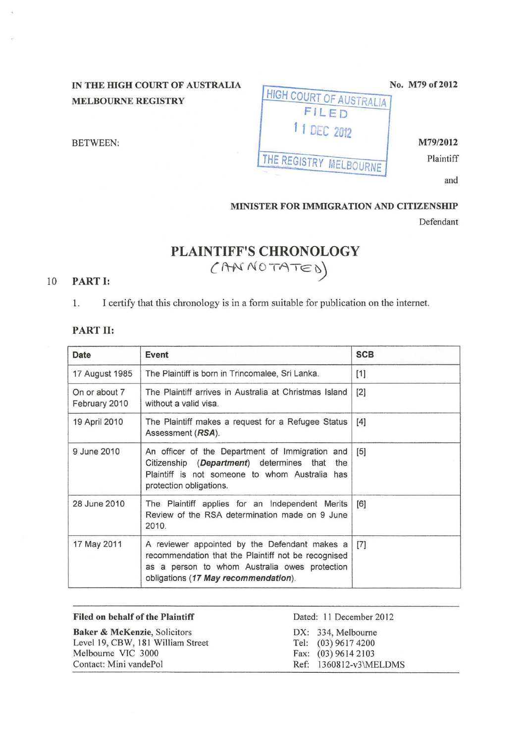IN THE HIGH COURT OF AUSTRALIA
MELBOURNE REGISTRY

No. M79 of 2012

HIGH COURT OF AUSTRALIA
FILED
11 DEC 2012
THE REGISTRY MELBOURNE

BETWEEN:

M79/2012
Plaintiff

and

MINISTER FOR IMMIGRATION AND CITIZENSHIP
Defendant

# PLAINTIFF'S CHRONOLOGY

(ANNOTATED)

## PART I:

1. I certify that this chronology is in a form suitable for publication on the internet.

## PART II:

| Date | Event | SCB |
|---|---|---|
| 17 August 1985 | The Plaintiff is born in Trincomalee, Sri Lanka. | [1] |
| On or about 7 February 2010 | The Plaintiff arrives in Australia at Christmas Island without a valid visa. | [2] |
| 19 April 2010 | The Plaintiff makes a request for a Refugee Status Assessment (***RSA***). | [4] |
| 9 June 2010 | An officer of the Department of Immigration and Citizenship (***Department***) determines that the Plaintiff is not someone to whom Australia has protection obligations. | [5] |
| 28 June 2010 | The Plaintiff applies for an Independent Merits Review of the RSA determination made on 9 June 2010. | [6] |
| 17 May 2011 | A reviewer appointed by the Defendant makes a recommendation that the Plaintiff not be recognised as a person to whom Australia owes protection obligations (***17 May recommendation***). | [7] |

**Filed on behalf of the Plaintiff**

**Baker & McKenzie**, Solicitors
Level 19, CBW, 181 William Street
Melbourne VIC 3000
Contact: Mini vandePol

Dated: 11 December 2012

DX: 334, Melbourne
Tel: (03) 9617 4200
Fax: (03) 9614 2103
Ref: 1360812-v3\MELDMS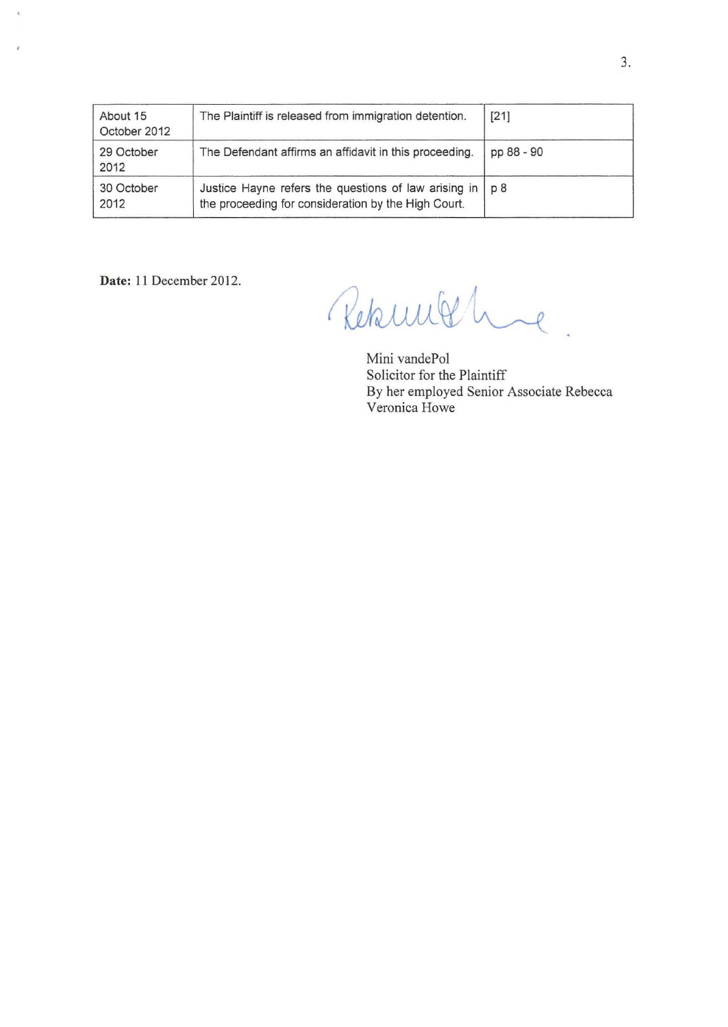| | | |
|---|---|---|
| About 15 October 2012 | The Plaintiff is released from immigration detention. | [21] |
| 29 October 2012 | The Defendant affirms an affidavit in this proceeding. | pp 88 - 90 |
| 30 October 2012 | Justice Hayne refers the questions of law arising in the proceeding for consideration by the High Court. | p 8 |

**Date:** 11 December 2012.

Mini vandePol
Solicitor for the Plaintiff
By her employed Senior Associate Rebecca Veronica Howe